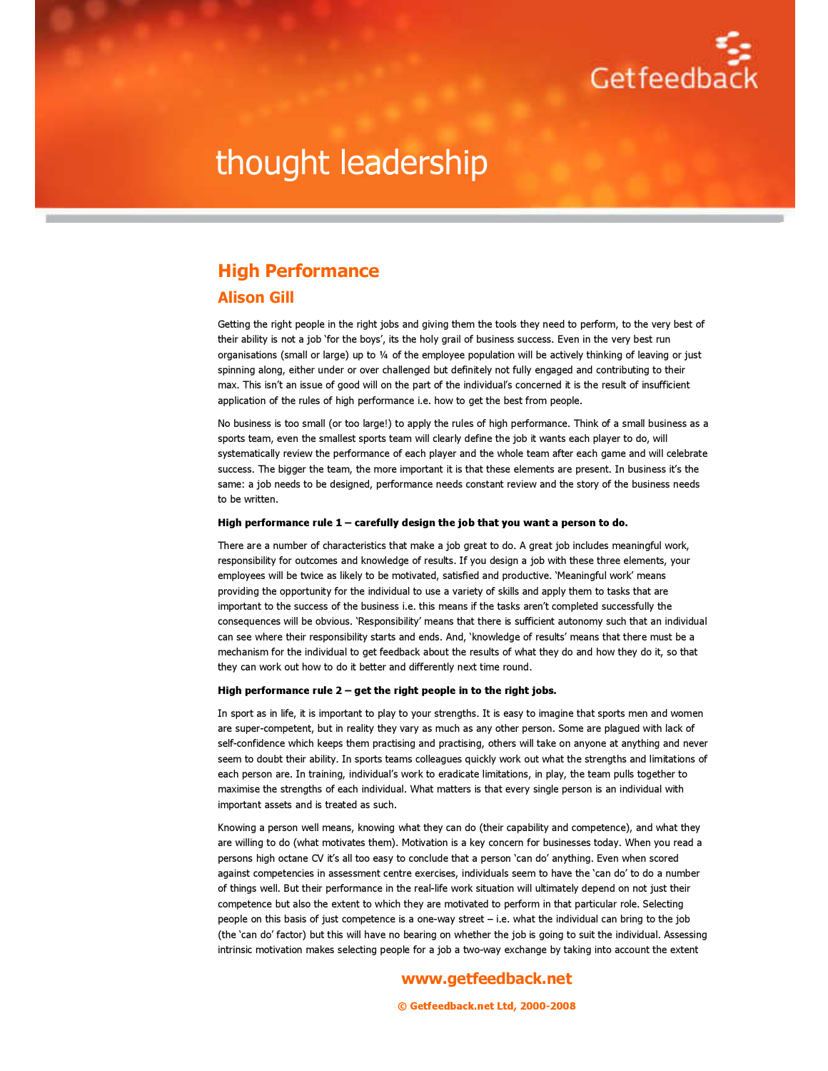# High Performance

## Alison Gill

Getting the right people in the right jobs and giving them the tools they need to perform, to the very best of their ability is not a job 'for the boys', its the holy grail of business success. Even in the very best run organisations (small or large) up to ¼ of the employee population will be actively thinking of leaving or just spinning along, either under or over challenged but definitely not fully engaged and contributing to their max. This isn't an issue of good will on the part of the individual's concerned it is the result of insufficient application of the rules of high performance i.e. how to get the best from people.

No business is too small (or too large!) to apply the rules of high performance. Think of a small business as a sports team, even the smallest sports team will clearly define the job it wants each player to do, will systematically review the performance of each player and the whole team after each game and will celebrate success. The bigger the team, the more important it is that these elements are present. In business it's the same: a job needs to be designed, performance needs constant review and the story of the business needs to be written.

**High performance rule 1 – carefully design the job that you want a person to do.**

There are a number of characteristics that make a job great to do. A great job includes meaningful work, responsibility for outcomes and knowledge of results. If you design a job with these three elements, your employees will be twice as likely to be motivated, satisfied and productive. 'Meaningful work' means providing the opportunity for the individual to use a variety of skills and apply them to tasks that are important to the success of the business i.e. this means if the tasks aren't completed successfully the consequences will be obvious. 'Responsibility' means that there is sufficient autonomy such that an individual can see where their responsibility starts and ends. And, 'knowledge of results' means that there must be a mechanism for the individual to get feedback about the results of what they do and how they do it, so that they can work out how to do it better and differently next time round.

**High performance rule 2 – get the right people in to the right jobs.**

In sport as in life, it is important to play to your strengths. It is easy to imagine that sports men and women are super-competent, but in reality they vary as much as any other person. Some are plagued with lack of self-confidence which keeps them practising and practising, others will take on anyone at anything and never seem to doubt their ability. In sports teams colleagues quickly work out what the strengths and limitations of each person are. In training, individual's work to eradicate limitations, in play, the team pulls together to maximise the strengths of each individual. What matters is that every single person is an individual with important assets and is treated as such.

Knowing a person well means, knowing what they can do (their capability and competence), and what they are willing to do (what motivates them). Motivation is a key concern for businesses today. When you read a persons high octane CV it's all too easy to conclude that a person 'can do' anything. Even when scored against competencies in assessment centre exercises, individuals seem to have the 'can do' to do a number of things well. But their performance in the real-life work situation will ultimately depend on not just their competence but also the extent to which they are motivated to perform in that particular role. Selecting people on this basis of just competence is a one-way street – i.e. what the individual can bring to the job (the 'can do' factor) but this will have no bearing on whether the job is going to suit the individual. Assessing intrinsic motivation makes selecting people for a job a two-way exchange by taking into account the extent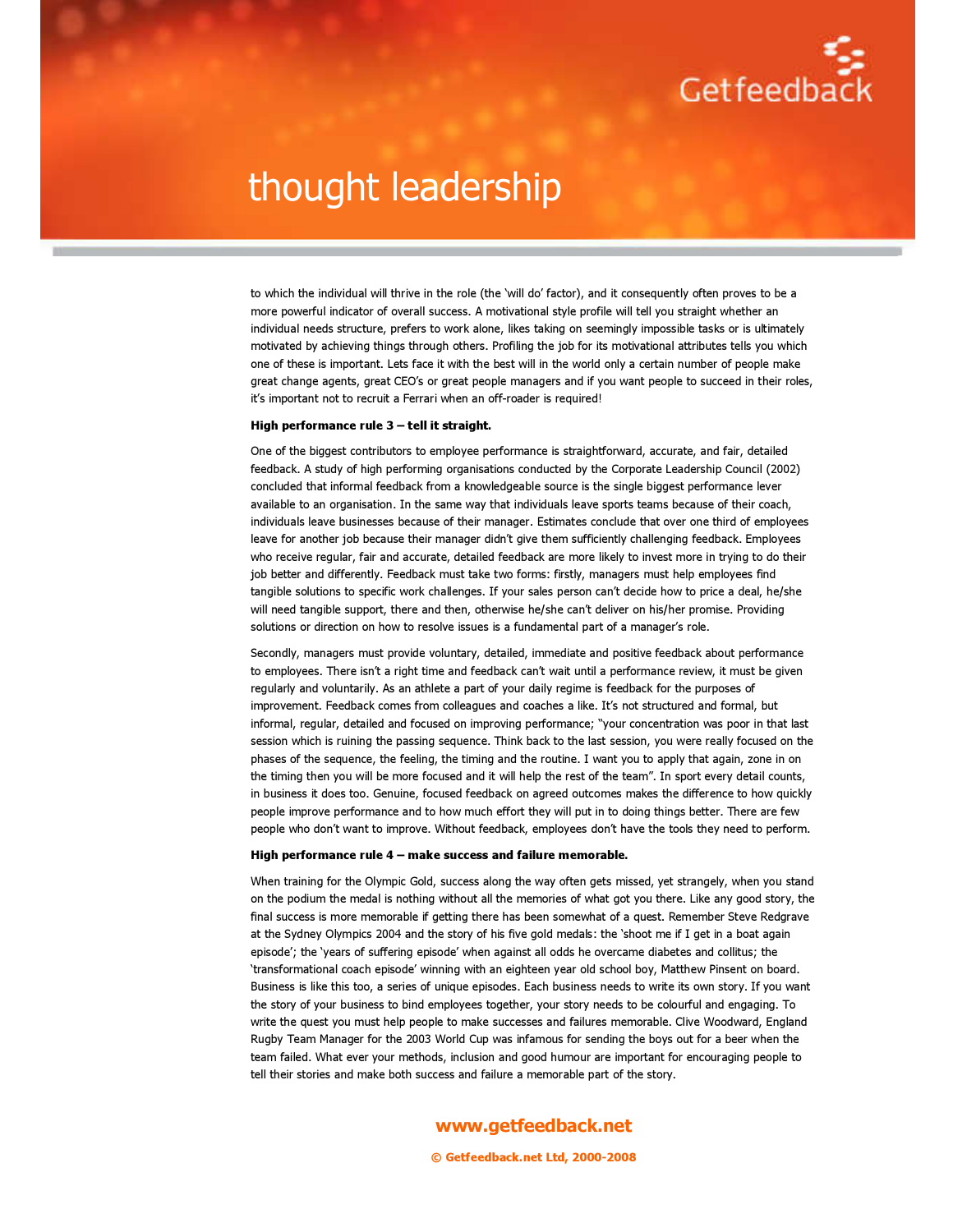to which the individual will thrive in the role (the 'will do' factor), and it consequently often proves to be a more powerful indicator of overall success. A motivational style profile will tell you straight whether an individual needs structure, prefers to work alone, likes taking on seemingly impossible tasks or is ultimately motivated by achieving things through others. Profiling the job for its motivational attributes tells you which one of these is important. Lets face it with the best will in the world only a certain number of people make great change agents, great CEO's or great people managers and if you want people to succeed in their roles, it's important not to recruit a Ferrari when an off-roader is required!

**High performance rule 3 – tell it straight.**

One of the biggest contributors to employee performance is straightforward, accurate, and fair, detailed feedback. A study of high performing organisations conducted by the Corporate Leadership Council (2002) concluded that informal feedback from a knowledgeable source is the single biggest performance lever available to an organisation. In the same way that individuals leave sports teams because of their coach, individuals leave businesses because of their manager. Estimates conclude that over one third of employees leave for another job because their manager didn't give them sufficiently challenging feedback. Employees who receive regular, fair and accurate, detailed feedback are more likely to invest more in trying to do their job better and differently. Feedback must take two forms: firstly, managers must help employees find tangible solutions to specific work challenges. If your sales person can't decide how to price a deal, he/she will need tangible support, there and then, otherwise he/she can't deliver on his/her promise. Providing solutions or direction on how to resolve issues is a fundamental part of a manager's role.

Secondly, managers must provide voluntary, detailed, immediate and positive feedback about performance to employees. There isn't a right time and feedback can't wait until a performance review, it must be given regularly and voluntarily. As an athlete a part of your daily regime is feedback for the purposes of improvement. Feedback comes from colleagues and coaches a like. It's not structured and formal, but informal, regular, detailed and focused on improving performance; "your concentration was poor in that last session which is ruining the passing sequence. Think back to the last session, you were really focused on the phases of the sequence, the feeling, the timing and the routine. I want you to apply that again, zone in on the timing then you will be more focused and it will help the rest of the team". In sport every detail counts, in business it does too. Genuine, focused feedback on agreed outcomes makes the difference to how quickly people improve performance and to how much effort they will put in to doing things better. There are few people who don't want to improve. Without feedback, employees don't have the tools they need to perform.

**High performance rule 4 – make success and failure memorable.**

When training for the Olympic Gold, success along the way often gets missed, yet strangely, when you stand on the podium the medal is nothing without all the memories of what got you there. Like any good story, the final success is more memorable if getting there has been somewhat of a quest. Remember Steve Redgrave at the Sydney Olympics 2004 and the story of his five gold medals: the 'shoot me if I get in a boat again episode'; the 'years of suffering episode' when against all odds he overcame diabetes and collitus; the 'transformational coach episode' winning with an eighteen year old school boy, Matthew Pinsent on board. Business is like this too, a series of unique episodes. Each business needs to write its own story. If you want the story of your business to bind employees together, your story needs to be colourful and engaging. To write the quest you must help people to make successes and failures memorable. Clive Woodward, England Rugby Team Manager for the 2003 World Cup was infamous for sending the boys out for a beer when the team failed. What ever your methods, inclusion and good humour are important for encouraging people to tell their stories and make both success and failure a memorable part of the story.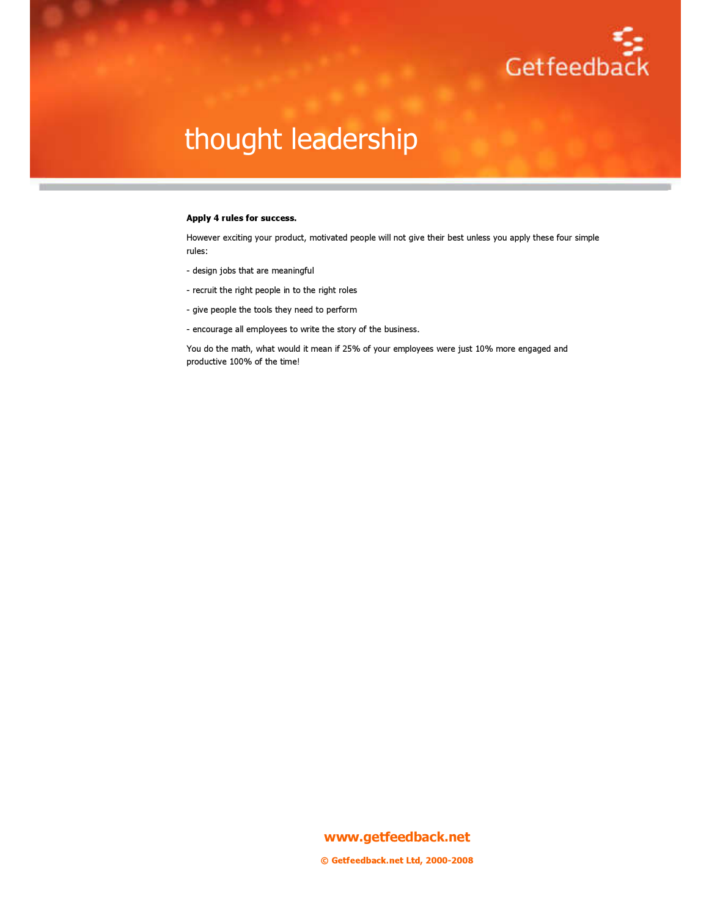**Apply 4 rules for success.**

However exciting your product, motivated people will not give their best unless you apply these four simple rules:

- design jobs that are meaningful
- recruit the right people in to the right roles
- give people the tools they need to perform
- encourage all employees to write the story of the business.

You do the math, what would it mean if 25% of your employees were just 10% more engaged and productive 100% of the time!

**www.getfeedback.net**

**© Getfeedback.net Ltd, 2000-2008**